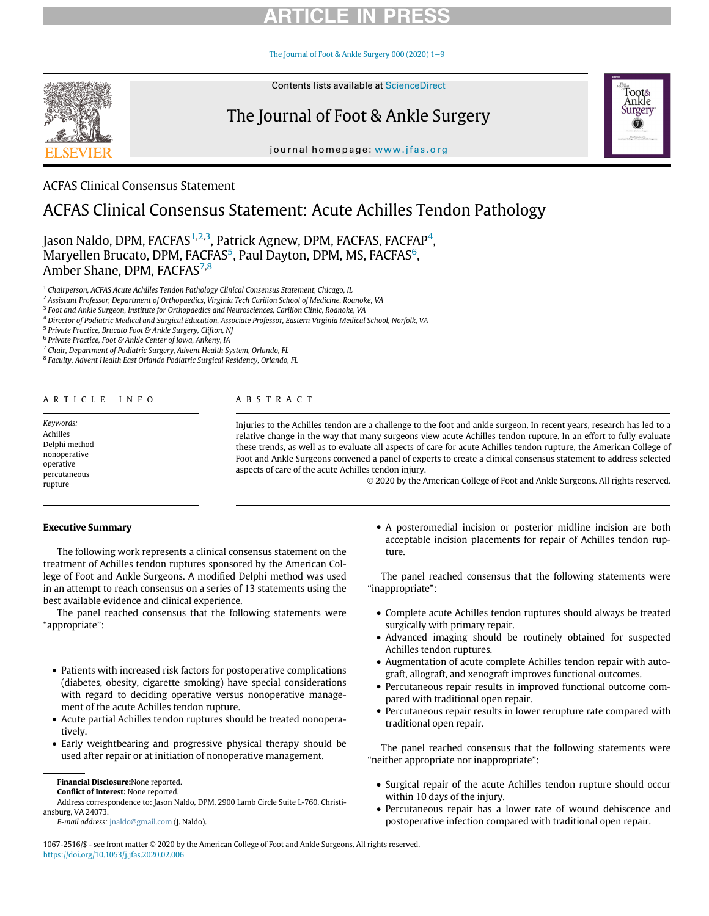ACFAS Clinical Consensus Statement

# ACFAS Clinical Consensus Statement: Acute Achilles Tendon Pathology

Jason Naldo, DPM, FACFAS[1,2,3], Patrick Agnew, DPM, FACFAS, FACFAP[4], Maryellen Brucato, DPM, FACFAS[5], Paul Dayton, DPM, MS, FACFAS[6], Amber Shane, DPM, FACFAS[7,8]

[1] Chairperson, ACFAS Acute Achilles Tendon Pathology Clinical Consensus Statement, Chicago, IL
[2] Assistant Professor, Department of Orthopaedics, Virginia Tech Carilion School of Medicine, Roanoke, VA
[3] Foot and Ankle Surgeon, Institute for Orthopaedics and Neurosciences, Carilion Clinic, Roanoke, VA
[4] Director of Podiatric Medical and Surgical Education, Associate Professor, Eastern Virginia Medical School, Norfolk, VA
[5] Private Practice, Brucato Foot & Ankle Surgery, Clifton, NJ
[6] Private Practice, Foot & Ankle Center of Iowa, Ankeny, IA
[7] Chair, Department of Podiatric Surgery, Advent Health System, Orlando, FL
[8] Faculty, Advent Health East Orlando Podiatric Surgical Residency, Orlando, FL

## ARTICLE INFO

*Keywords:*
Achilles
Delphi method
nonoperative
operative
percutaneous
rupture

## ABSTRACT

Injuries to the Achilles tendon are a challenge to the foot and ankle surgeon. In recent years, research has led to a relative change in the way that many surgeons view acute Achilles tendon rupture. In an effort to fully evaluate these trends, as well as to evaluate all aspects of care for acute Achilles tendon rupture, the American College of Foot and Ankle Surgeons convened a panel of experts to create a clinical consensus statement to address selected aspects of care of the acute Achilles tendon injury.

© 2020 by the American College of Foot and Ankle Surgeons. All rights reserved.

## Executive Summary

The following work represents a clinical consensus statement on the treatment of Achilles tendon ruptures sponsored by the American College of Foot and Ankle Surgeons. A modified Delphi method was used in an attempt to reach consensus on a series of 13 statements using the best available evidence and clinical experience.

The panel reached consensus that the following statements were "appropriate":

- Patients with increased risk factors for postoperative complications (diabetes, obesity, cigarette smoking) have special considerations with regard to deciding operative versus nonoperative management of the acute Achilles tendon rupture.
- Acute partial Achilles tendon ruptures should be treated nonoperatively.
- Early weightbearing and progressive physical therapy should be used after repair or at initiation of nonoperative management.
- A posteromedial incision or posterior midline incision are both acceptable incision placements for repair of Achilles tendon rupture.

The panel reached consensus that the following statements were "inappropriate":

- Complete acute Achilles tendon ruptures should always be treated surgically with primary repair.
- Advanced imaging should be routinely obtained for suspected Achilles tendon ruptures.
- Augmentation of acute complete Achilles tendon repair with autograft, allograft, and xenograft improves functional outcomes.
- Percutaneous repair results in improved functional outcome compared with traditional open repair.
- Percutaneous repair results in lower rerupture rate compared with traditional open repair.

The panel reached consensus that the following statements were "neither appropriate nor inappropriate":

- Surgical repair of the acute Achilles tendon rupture should occur within 10 days of the injury.
- Percutaneous repair has a lower rate of wound dehiscence and postoperative infection compared with traditional open repair.

**Financial Disclosure:** None reported.
**Conflict of Interest:** None reported.
Address correspondence to: Jason Naldo, DPM, 2900 Lamb Circle Suite L-760, Christiansburg, VA 24073.
*E-mail address:* jnaldo@gmail.com (J. Naldo).

1067-2516/$ - see front matter © 2020 by the American College of Foot and Ankle Surgeons. All rights reserved.
https://doi.org/10.1053/j.jfas.2020.02.006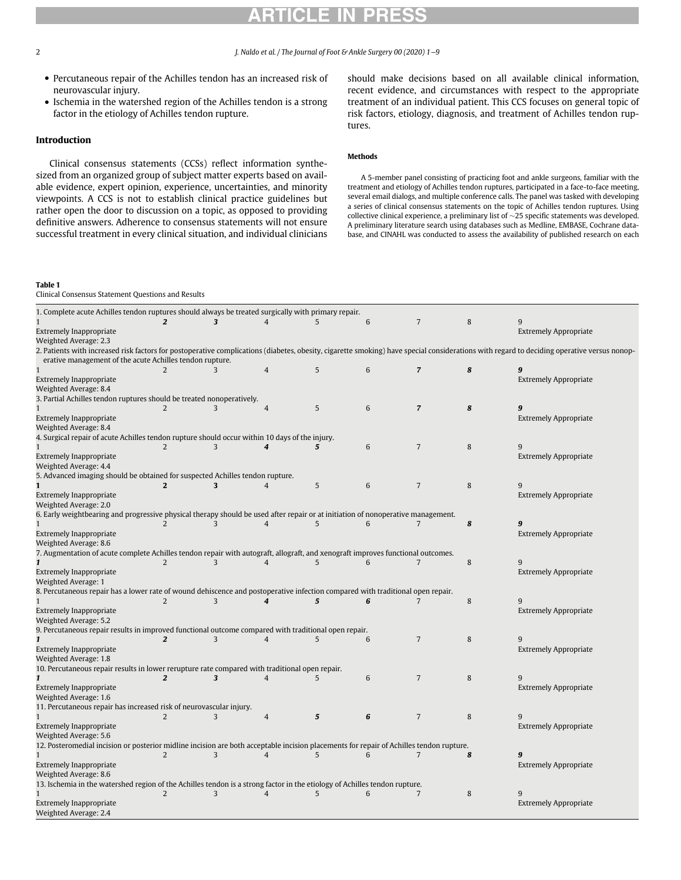- Percutaneous repair of the Achilles tendon has an increased risk of neurovascular injury.
- Ischemia in the watershed region of the Achilles tendon is a strong factor in the etiology of Achilles tendon rupture.

## Introduction

Clinical consensus statements (CCSs) reflect information synthesized from an organized group of subject matter experts based on available evidence, expert opinion, experience, uncertainties, and minority viewpoints. A CCS is not to establish clinical practice guidelines but rather open the door to discussion on a topic, as opposed to providing definitive answers. Adherence to consensus statements will not ensure successful treatment in every clinical situation, and individual clinicians should make decisions based on all available clinical information, recent evidence, and circumstances with respect to the appropriate treatment of an individual patient. This CCS focuses on general topic of risk factors, etiology, diagnosis, and treatment of Achilles tendon ruptures.

### Methods

A 5-member panel consisting of practicing foot and ankle surgeons, familiar with the treatment and etiology of Achilles tendon ruptures, participated in a face-to-face meeting, several email dialogs, and multiple conference calls. The panel was tasked with developing a series of clinical consensus statements on the topic of Achilles tendon ruptures. Using collective clinical experience, a preliminary list of ~25 specific statements was developed. A preliminary literature search using databases such as Medline, EMBASE, Cochrane database, and CINAHL was conducted to assess the availability of published research on each

**Table 1**
Clinical Consensus Statement Questions and Results

| 1 | 2 | 3 | 4 | 5 | 6 | 7 | 8 | 9 |
|---|---|---|---|---|---|---|---|---|
| **1. Complete acute Achilles tendon ruptures should always be treated surgically with primary repair.** | | | | | | | | |
| 1 | ***2*** | ***3*** | 4 | 5 | 6 | 7 | 8 | 9 |
| Extremely Inappropriate | | | | | | | | Extremely Appropriate |
| Weighted Average: 2.3 | | | | | | | | |
| **2. Patients with increased risk factors for postoperative complications (diabetes, obesity, cigarette smoking) have special considerations with regard to deciding operative versus nonoperative management of the acute Achilles tendon rupture.** | | | | | | | | |
| 1 | 2 | 3 | 4 | 5 | 6 | ***7*** | ***8*** | ***9*** |
| Extremely Inappropriate | | | | | | | | Extremely Appropriate |
| Weighted Average: 8.4 | | | | | | | | |
| **3. Partial Achilles tendon ruptures should be treated nonoperatively.** | | | | | | | | |
| 1 | 2 | 3 | 4 | 5 | 6 | ***7*** | ***8*** | ***9*** |
| Extremely Inappropriate | | | | | | | | Extremely Appropriate |
| Weighted Average: 8.4 | | | | | | | | |
| **4. Surgical repair of acute Achilles tendon rupture should occur within 10 days of the injury.** | | | | | | | | |
| 1 | 2 | 3 | ***4*** | ***5*** | 6 | 7 | 8 | 9 |
| Extremely Inappropriate | | | | | | | | Extremely Appropriate |
| Weighted Average: 4.4 | | | | | | | | |
| **5. Advanced imaging should be obtained for suspected Achilles tendon rupture.** | | | | | | | | |
| ***1*** | ***2*** | ***3*** | 4 | 5 | 6 | 7 | 8 | 9 |
| Extremely Inappropriate | | | | | | | | Extremely Appropriate |
| Weighted Average: 2.0 | | | | | | | | |
| **6. Early weightbearing and progressive physical therapy should be used after repair or at initiation of nonoperative management.** | | | | | | | | |
| 1 | 2 | 3 | 4 | 5 | 6 | 7 | ***8*** | ***9*** |
| Extremely Inappropriate | | | | | | | | Extremely Appropriate |
| Weighted Average: 8.6 | | | | | | | | |
| **7. Augmentation of acute complete Achilles tendon repair with autograft, allograft, and xenograft improves functional outcomes.** | | | | | | | | |
| ***1*** | 2 | 3 | 4 | 5 | 6 | 7 | 8 | 9 |
| Extremely Inappropriate | | | | | | | | Extremely Appropriate |
| Weighted Average: 1 | | | | | | | | |
| **8. Percutaneous repair has a lower rate of wound dehiscence and postoperative infection compared with traditional open repair.** | | | | | | | | |
| 1 | 2 | 3 | ***4*** | ***5*** | ***6*** | 7 | 8 | 9 |
| Extremely Inappropriate | | | | | | | | Extremely Appropriate |
| Weighted Average: 5.2 | | | | | | | | |
| **9. Percutaneous repair results in improved functional outcome compared with traditional open repair.** | | | | | | | | |
| ***1*** | ***2*** | 3 | 4 | 5 | 6 | 7 | 8 | 9 |
| Extremely Inappropriate | | | | | | | | Extremely Appropriate |
| Weighted Average: 1.8 | | | | | | | | |
| **10. Percutaneous repair results in lower rerupture rate compared with traditional open repair.** | | | | | | | | |
| ***1*** | ***2*** | ***3*** | 4 | 5 | 6 | 7 | 8 | 9 |
| Extremely Inappropriate | | | | | | | | Extremely Appropriate |
| Weighted Average: 1.6 | | | | | | | | |
| **11. Percutaneous repair has increased risk of neurovascular injury.** | | | | | | | | |
| 1 | 2 | 3 | 4 | ***5*** | ***6*** | 7 | 8 | 9 |
| Extremely Inappropriate | | | | | | | | Extremely Appropriate |
| Weighted Average: 5.6 | | | | | | | | |
| **12. Posteromedial incision or posterior midline incision are both acceptable incision placements for repair of Achilles tendon rupture.** | | | | | | | | |
| 1 | 2 | 3 | 4 | 5 | 6 | 7 | ***8*** | ***9*** |
| Extremely Inappropriate | | | | | | | | Extremely Appropriate |
| Weighted Average: 8.6 | | | | | | | | |
| **13. Ischemia in the watershed region of the Achilles tendon is a strong factor in the etiology of Achilles tendon rupture.** | | | | | | | | |
| 1 | 2 | 3 | 4 | 5 | 6 | 7 | 8 | 9 |
| Extremely Inappropriate | | | | | | | | Extremely Appropriate |
| Weighted Average: 2.4 | | | | | | | | |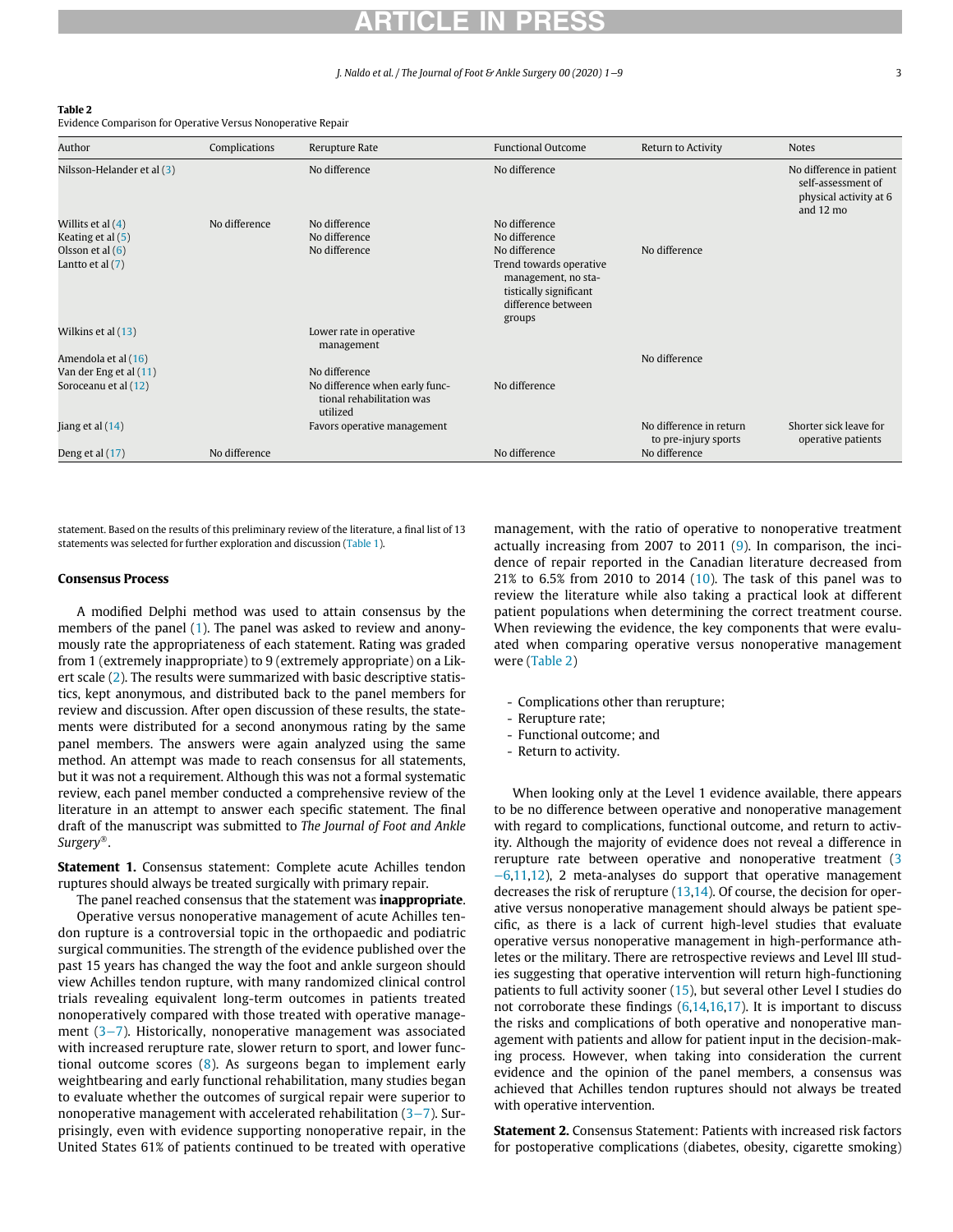**Table 2**
Evidence Comparison for Operative Versus Nonoperative Repair

| Author | Complications | Rerupture Rate | Functional Outcome | Return to Activity | Notes |
|---|---|---|---|---|---|
| Nilsson-Helander et al (3) | | No difference | No difference | | No difference in patient self-assessment of physical activity at 6 and 12 mo |
| Willits et al (4) | No difference | No difference | No difference | | |
| Keating et al (5) | | No difference | No difference | | |
| Olsson et al (6) | | No difference | No difference | No difference | |
| Lantto et al (7) | | | Trend towards operative management, no statistically significant difference between groups | | |
| Wilkins et al (13) | | Lower rate in operative management | | | |
| Amendola et al (16) | | | | No difference | |
| Van der Eng et al (11) | | No difference | | | |
| Soroceanu et al (12) | | No difference when early functional rehabilitation was utilized | No difference | | |
| Jiang et al (14) | | Favors operative management | | No difference in return to pre-injury sports | Shorter sick leave for operative patients |
| Deng et al (17) | No difference | | No difference | No difference | |

statement. Based on the results of this preliminary review of the literature, a final list of 13 statements was selected for further exploration and discussion (Table 1).

### Consensus Process

A modified Delphi method was used to attain consensus by the members of the panel (1). The panel was asked to review and anonymously rate the appropriateness of each statement. Rating was graded from 1 (extremely inappropriate) to 9 (extremely appropriate) on a Likert scale (2). The results were summarized with basic descriptive statistics, kept anonymous, and distributed back to the panel members for review and discussion. After open discussion of these results, the statements were distributed for a second anonymous rating by the same panel members. The answers were again analyzed using the same method. An attempt was made to reach consensus for all statements, but it was not a requirement. Although this was not a formal systematic review, each panel member conducted a comprehensive review of the literature in an attempt to answer each specific statement. The final draft of the manuscript was submitted to *The Journal of Foot and Ankle Surgery®*.

**Statement 1.** Consensus statement: Complete acute Achilles tendon ruptures should always be treated surgically with primary repair.

The panel reached consensus that the statement was **inappropriate**.

Operative versus nonoperative management of acute Achilles tendon rupture is a controversial topic in the orthopaedic and podiatric surgical communities. The strength of the evidence published over the past 15 years has changed the way the foot and ankle surgeon should view Achilles tendon rupture, with many randomized clinical control trials revealing equivalent long-term outcomes in patients treated nonoperatively compared with those treated with operative management (3−7). Historically, nonoperative management was associated with increased rerupture rate, slower return to sport, and lower functional outcome scores (8). As surgeons began to implement early weightbearing and early functional rehabilitation, many studies began to evaluate whether the outcomes of surgical repair were superior to nonoperative management with accelerated rehabilitation (3−7). Surprisingly, even with evidence supporting nonoperative repair, in the United States 61% of patients continued to be treated with operative management, with the ratio of operative to nonoperative treatment actually increasing from 2007 to 2011 (9). In comparison, the incidence of repair reported in the Canadian literature decreased from 21% to 6.5% from 2010 to 2014 (10). The task of this panel was to review the literature while also taking a practical look at different patient populations when determining the correct treatment course. When reviewing the evidence, the key components that were evaluated when comparing operative versus nonoperative management were (Table 2)

- Complications other than rerupture;
- Rerupture rate;
- Functional outcome; and
- Return to activity.

When looking only at the Level 1 evidence available, there appears to be no difference between operative and nonoperative management with regard to complications, functional outcome, and return to activity. Although the majority of evidence does not reveal a difference in rerupture rate between operative and nonoperative treatment (3−6,11,12), 2 meta-analyses do support that operative management decreases the risk of rerupture (13,14). Of course, the decision for operative versus nonoperative management should always be patient specific, as there is a lack of current high-level studies that evaluate operative versus nonoperative management in high-performance athletes or the military. There are retrospective reviews and Level III studies suggesting that operative intervention will return high-functioning patients to full activity sooner (15), but several other Level I studies do not corroborate these findings (6,14,16,17). It is important to discuss the risks and complications of both operative and nonoperative management with patients and allow for patient input in the decision-making process. However, when taking into consideration the current evidence and the opinion of the panel members, a consensus was achieved that Achilles tendon ruptures should not always be treated with operative intervention.

**Statement 2.** Consensus Statement: Patients with increased risk factors for postoperative complications (diabetes, obesity, cigarette smoking)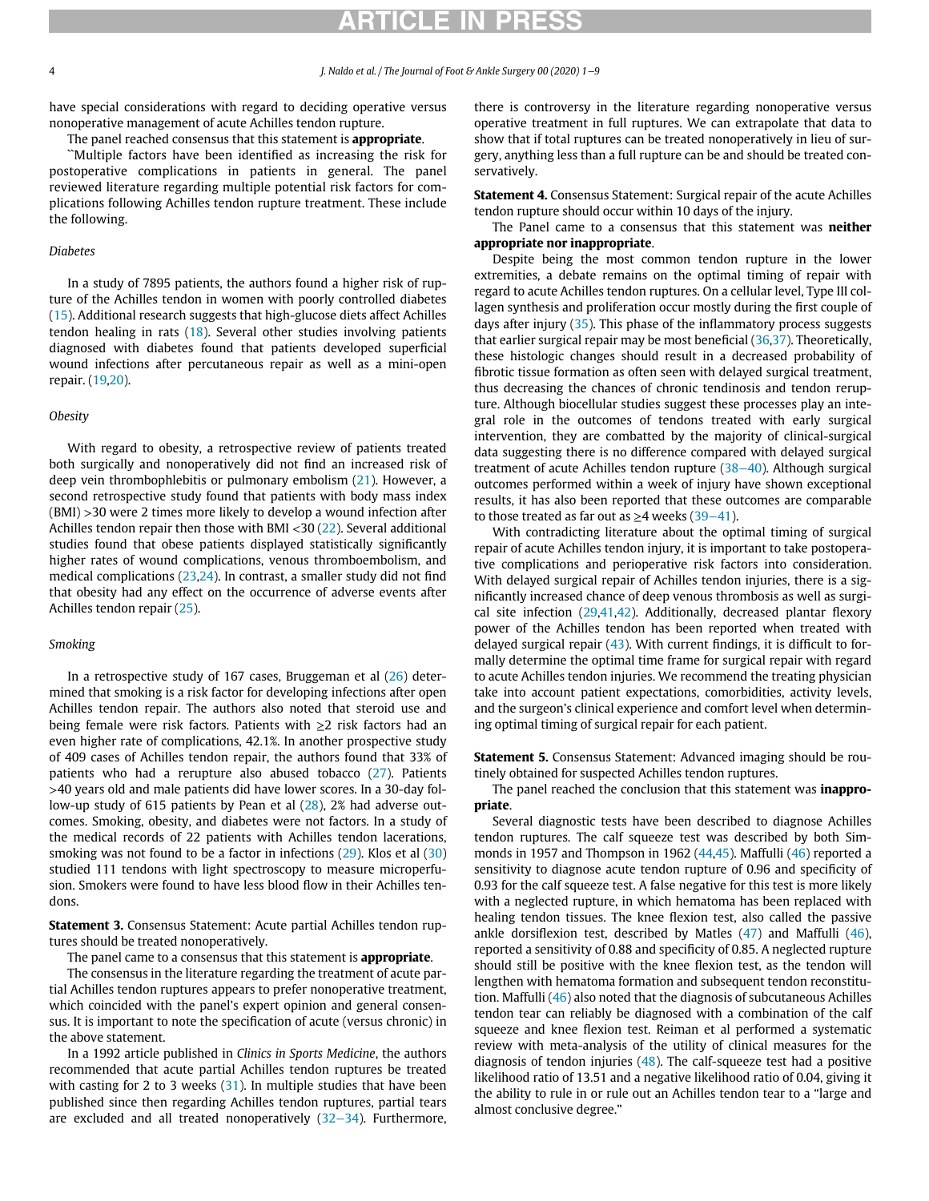have special considerations with regard to deciding operative versus nonoperative management of acute Achilles tendon rupture.

The panel reached consensus that this statement is **appropriate**.

``Multiple factors have been identified as increasing the risk for postoperative complications in patients in general. The panel reviewed literature regarding multiple potential risk factors for complications following Achilles tendon rupture treatment. These include the following.

*Diabetes*

In a study of 7895 patients, the authors found a higher risk of rupture of the Achilles tendon in women with poorly controlled diabetes (15). Additional research suggests that high-glucose diets affect Achilles tendon healing in rats (18). Several other studies involving patients diagnosed with diabetes found that patients developed superficial wound infections after percutaneous repair as well as a mini-open repair. (19,20).

*Obesity*

With regard to obesity, a retrospective review of patients treated both surgically and nonoperatively did not find an increased risk of deep vein thrombophlebitis or pulmonary embolism (21). However, a second retrospective study found that patients with body mass index (BMI) >30 were 2 times more likely to develop a wound infection after Achilles tendon repair then those with BMI <30 (22). Several additional studies found that obese patients displayed statistically significantly higher rates of wound complications, venous thromboembolism, and medical complications (23,24). In contrast, a smaller study did not find that obesity had any effect on the occurrence of adverse events after Achilles tendon repair (25).

*Smoking*

In a retrospective study of 167 cases, Bruggeman et al (26) determined that smoking is a risk factor for developing infections after open Achilles tendon repair. The authors also noted that steroid use and being female were risk factors. Patients with ≥2 risk factors had an even higher rate of complications, 42.1%. In another prospective study of 409 cases of Achilles tendon repair, the authors found that 33% of patients who had a rerupture also abused tobacco (27). Patients >40 years old and male patients did have lower scores. In a 30-day follow-up study of 615 patients by Pean et al (28), 2% had adverse outcomes. Smoking, obesity, and diabetes were not factors. In a study of the medical records of 22 patients with Achilles tendon lacerations, smoking was not found to be a factor in infections (29). Klos et al (30) studied 111 tendons with light spectroscopy to measure microperfusion. Smokers were found to have less blood flow in their Achilles tendons.

**Statement 3.** Consensus Statement: Acute partial Achilles tendon ruptures should be treated nonoperatively.

The panel came to a consensus that this statement is **appropriate**.

The consensus in the literature regarding the treatment of acute partial Achilles tendon ruptures appears to prefer nonoperative treatment, which coincided with the panel's expert opinion and general consensus. It is important to note the specification of acute (versus chronic) in the above statement.

In a 1992 article published in *Clinics in Sports Medicine*, the authors recommended that acute partial Achilles tendon ruptures be treated with casting for 2 to 3 weeks (31). In multiple studies that have been published since then regarding Achilles tendon ruptures, partial tears are excluded and all treated nonoperatively (32−34). Furthermore, there is controversy in the literature regarding nonoperative versus operative treatment in full ruptures. We can extrapolate that data to show that if total ruptures can be treated nonoperatively in lieu of surgery, anything less than a full rupture can be and should be treated conservatively.

**Statement 4.** Consensus Statement: Surgical repair of the acute Achilles tendon rupture should occur within 10 days of the injury.

The Panel came to a consensus that this statement was **neither appropriate nor inappropriate**.

Despite being the most common tendon rupture in the lower extremities, a debate remains on the optimal timing of repair with regard to acute Achilles tendon ruptures. On a cellular level, Type III collagen synthesis and proliferation occur mostly during the first couple of days after injury (35). This phase of the inflammatory process suggests that earlier surgical repair may be most beneficial (36,37). Theoretically, these histologic changes should result in a decreased probability of fibrotic tissue formation as often seen with delayed surgical treatment, thus decreasing the chances of chronic tendinosis and tendon rerupture. Although biocellular studies suggest these processes play an integral role in the outcomes of tendons treated with early surgical intervention, they are combatted by the majority of clinical-surgical data suggesting there is no difference compared with delayed surgical treatment of acute Achilles tendon rupture (38−40). Although surgical outcomes performed within a week of injury have shown exceptional results, it has also been reported that these outcomes are comparable to those treated as far out as ≥4 weeks (39−41).

With contradicting literature about the optimal timing of surgical repair of acute Achilles tendon injury, it is important to take postoperative complications and perioperative risk factors into consideration. With delayed surgical repair of Achilles tendon injuries, there is a significantly increased chance of deep venous thrombosis as well as surgical site infection (29,41,42). Additionally, decreased plantar flexory power of the Achilles tendon has been reported when treated with delayed surgical repair (43). With current findings, it is difficult to formally determine the optimal time frame for surgical repair with regard to acute Achilles tendon injuries. We recommend the treating physician take into account patient expectations, comorbidities, activity levels, and the surgeon's clinical experience and comfort level when determining optimal timing of surgical repair for each patient.

**Statement 5.** Consensus Statement: Advanced imaging should be routinely obtained for suspected Achilles tendon ruptures.

The panel reached the conclusion that this statement was **inappropriate**.

Several diagnostic tests have been described to diagnose Achilles tendon ruptures. The calf squeeze test was described by both Simmonds in 1957 and Thompson in 1962 (44,45). Maffulli (46) reported a sensitivity to diagnose acute tendon rupture of 0.96 and specificity of 0.93 for the calf squeeze test. A false negative for this test is more likely with a neglected rupture, in which hematoma has been replaced with healing tendon tissues. The knee flexion test, also called the passive ankle dorsiflexion test, described by Matles (47) and Maffulli (46), reported a sensitivity of 0.88 and specificity of 0.85. A neglected rupture should still be positive with the knee flexion test, as the tendon will lengthen with hematoma formation and subsequent tendon reconstitution. Maffulli (46) also noted that the diagnosis of subcutaneous Achilles tendon tear can reliably be diagnosed with a combination of the calf squeeze and knee flexion test. Reiman et al performed a systematic review with meta-analysis of the utility of clinical measures for the diagnosis of tendon injuries (48). The calf-squeeze test had a positive likelihood ratio of 13.51 and a negative likelihood ratio of 0.04, giving it the ability to rule in or rule out an Achilles tendon tear to a "large and almost conclusive degree."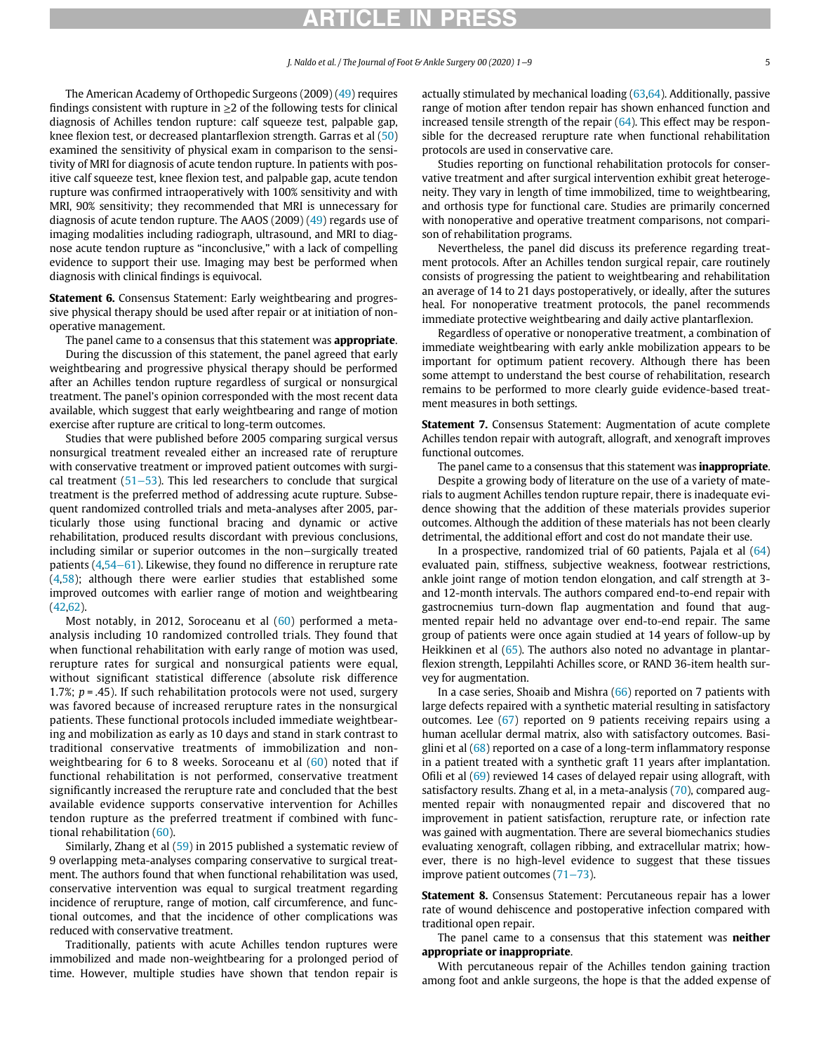The American Academy of Orthopedic Surgeons (2009) (49) requires findings consistent with rupture in ≥2 of the following tests for clinical diagnosis of Achilles tendon rupture: calf squeeze test, palpable gap, knee flexion test, or decreased plantarflexion strength. Garras et al (50) examined the sensitivity of physical exam in comparison to the sensitivity of MRI for diagnosis of acute tendon rupture. In patients with positive calf squeeze test, knee flexion test, and palpable gap, acute tendon rupture was confirmed intraoperatively with 100% sensitivity and with MRI, 90% sensitivity; they recommended that MRI is unnecessary for diagnosis of acute tendon rupture. The AAOS (2009) (49) regards use of imaging modalities including radiograph, ultrasound, and MRI to diagnose acute tendon rupture as "inconclusive," with a lack of compelling evidence to support their use. Imaging may best be performed when diagnosis with clinical findings is equivocal.

**Statement 6.** Consensus Statement: Early weightbearing and progressive physical therapy should be used after repair or at initiation of nonoperative management.

The panel came to a consensus that this statement was **appropriate**.

During the discussion of this statement, the panel agreed that early weightbearing and progressive physical therapy should be performed after an Achilles tendon rupture regardless of surgical or nonsurgical treatment. The panel's opinion corresponded with the most recent data available, which suggest that early weightbearing and range of motion exercise after rupture are critical to long-term outcomes.

Studies that were published before 2005 comparing surgical versus nonsurgical treatment revealed either an increased rate of rerupture with conservative treatment or improved patient outcomes with surgical treatment (51−53). This led researchers to conclude that surgical treatment is the preferred method of addressing acute rupture. Subsequent randomized controlled trials and meta-analyses after 2005, particularly those using functional bracing and dynamic or active rehabilitation, produced results discordant with previous conclusions, including similar or superior outcomes in the non−surgically treated patients (4,54−61). Likewise, they found no difference in rerupture rate (4,58); although there were earlier studies that established some improved outcomes with earlier range of motion and weightbearing (42,62).

Most notably, in 2012, Soroceanu et al (60) performed a meta-analysis including 10 randomized controlled trials. They found that when functional rehabilitation with early range of motion was used, rerupture rates for surgical and nonsurgical patients were equal, without significant statistical difference (absolute risk difference 1.7%; $p = .45$). If such rehabilitation protocols were not used, surgery was favored because of increased rerupture rates in the nonsurgical patients. These functional protocols included immediate weightbearing and mobilization as early as 10 days and stand in stark contrast to traditional conservative treatments of immobilization and nonweightbearing for 6 to 8 weeks. Soroceanu et al (60) noted that if functional rehabilitation is not performed, conservative treatment significantly increased the rerupture rate and concluded that the best available evidence supports conservative intervention for Achilles tendon rupture as the preferred treatment if combined with functional rehabilitation (60).

Similarly, Zhang et al (59) in 2015 published a systematic review of 9 overlapping meta-analyses comparing conservative to surgical treatment. The authors found that when functional rehabilitation was used, conservative intervention was equal to surgical treatment regarding incidence of rerupture, range of motion, calf circumference, and functional outcomes, and that the incidence of other complications was reduced with conservative treatment.

Traditionally, patients with acute Achilles tendon ruptures were immobilized and made non-weightbearing for a prolonged period of time. However, multiple studies have shown that tendon repair is actually stimulated by mechanical loading (63,64). Additionally, passive range of motion after tendon repair has shown enhanced function and increased tensile strength of the repair (64). This effect may be responsible for the decreased rerupture rate when functional rehabilitation protocols are used in conservative care.

Studies reporting on functional rehabilitation protocols for conservative treatment and after surgical intervention exhibit great heterogeneity. They vary in length of time immobilized, time to weightbearing, and orthosis type for functional care. Studies are primarily concerned with nonoperative and operative treatment comparisons, not comparison of rehabilitation programs.

Nevertheless, the panel did discuss its preference regarding treatment protocols. After an Achilles tendon surgical repair, care routinely consists of progressing the patient to weightbearing and rehabilitation an average of 14 to 21 days postoperatively, or ideally, after the sutures heal. For nonoperative treatment protocols, the panel recommends immediate protective weightbearing and daily active plantarflexion.

Regardless of operative or nonoperative treatment, a combination of immediate weightbearing with early ankle mobilization appears to be important for optimum patient recovery. Although there has been some attempt to understand the best course of rehabilitation, research remains to be performed to more clearly guide evidence-based treatment measures in both settings.

**Statement 7.** Consensus Statement: Augmentation of acute complete Achilles tendon repair with autograft, allograft, and xenograft improves functional outcomes.

The panel came to a consensus that this statement was **inappropriate**.

Despite a growing body of literature on the use of a variety of materials to augment Achilles tendon rupture repair, there is inadequate evidence showing that the addition of these materials provides superior outcomes. Although the addition of these materials has not been clearly detrimental, the additional effort and cost do not mandate their use.

In a prospective, randomized trial of 60 patients, Pajala et al (64) evaluated pain, stiffness, subjective weakness, footwear restrictions, ankle joint range of motion tendon elongation, and calf strength at 3- and 12-month intervals. The authors compared end-to-end repair with gastrocnemius turn-down flap augmentation and found that augmented repair held no advantage over end-to-end repair. The same group of patients were once again studied at 14 years of follow-up by Heikkinen et al (65). The authors also noted no advantage in plantarflexion strength, Leppilahti Achilles score, or RAND 36-item health survey for augmentation.

In a case series, Shoaib and Mishra (66) reported on 7 patients with large defects repaired with a synthetic material resulting in satisfactory outcomes. Lee (67) reported on 9 patients receiving repairs using a human acellular dermal matrix, also with satisfactory outcomes. Basiglini et al (68) reported on a case of a long-term inflammatory response in a patient treated with a synthetic graft 11 years after implantation. Ofili et al (69) reviewed 14 cases of delayed repair using allograft, with satisfactory results. Zhang et al, in a meta-analysis (70), compared augmented repair with nonaugmented repair and discovered that no improvement in patient satisfaction, rerupture rate, or infection rate was gained with augmentation. There are several biomechanics studies evaluating xenograft, collagen ribbing, and extracellular matrix; however, there is no high-level evidence to suggest that these tissues improve patient outcomes (71−73).

**Statement 8.** Consensus Statement: Percutaneous repair has a lower rate of wound dehiscence and postoperative infection compared with traditional open repair.

The panel came to a consensus that this statement was **neither appropriate or inappropriate**.

With percutaneous repair of the Achilles tendon gaining traction among foot and ankle surgeons, the hope is that the added expense of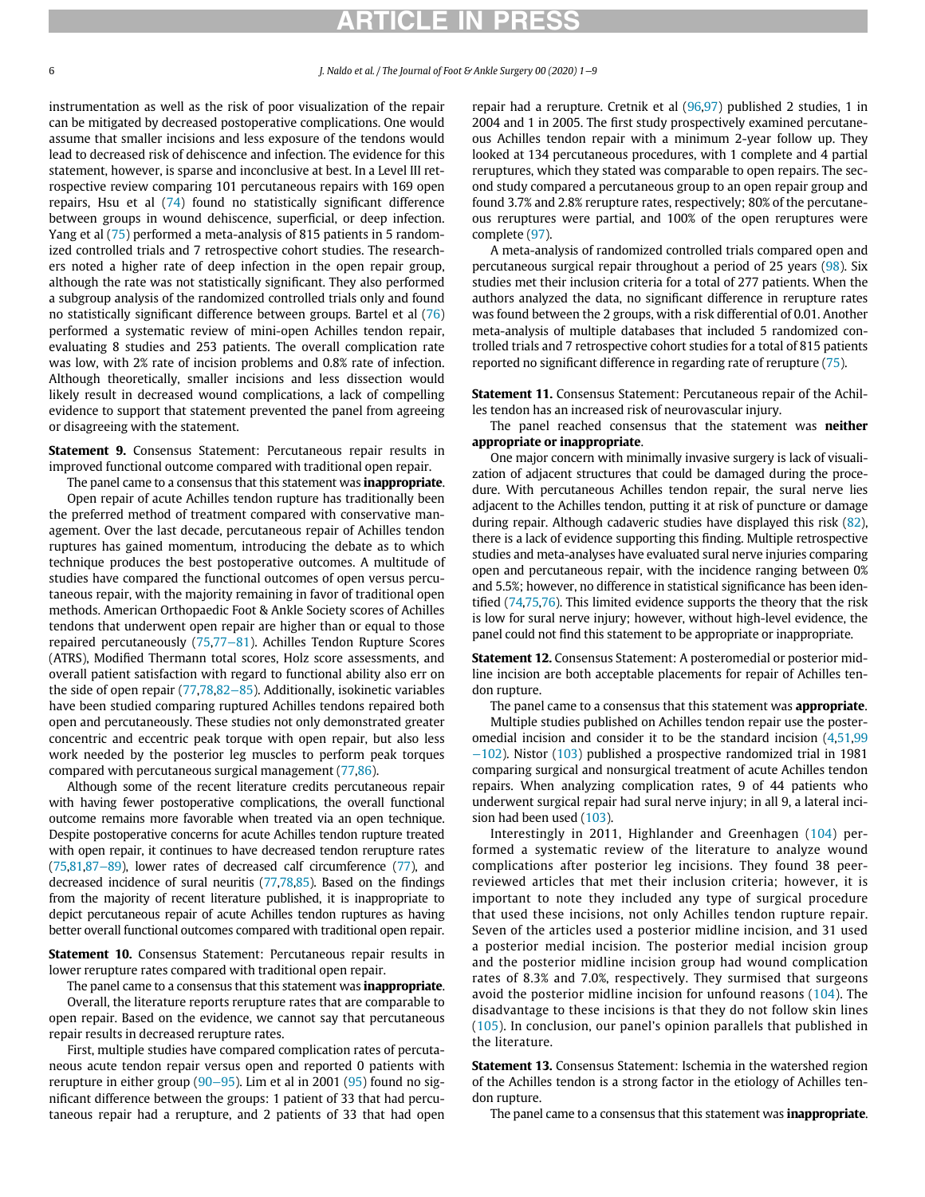instrumentation as well as the risk of poor visualization of the repair can be mitigated by decreased postoperative complications. One would assume that smaller incisions and less exposure of the tendons would lead to decreased risk of dehiscence and infection. The evidence for this statement, however, is sparse and inconclusive at best. In a Level III retrospective review comparing 101 percutaneous repairs with 169 open repairs, Hsu et al (74) found no statistically significant difference between groups in wound dehiscence, superficial, or deep infection. Yang et al (75) performed a meta-analysis of 815 patients in 5 randomized controlled trials and 7 retrospective cohort studies. The researchers noted a higher rate of deep infection in the open repair group, although the rate was not statistically significant. They also performed a subgroup analysis of the randomized controlled trials only and found no statistically significant difference between groups. Bartel et al (76) performed a systematic review of mini-open Achilles tendon repair, evaluating 8 studies and 253 patients. The overall complication rate was low, with 2% rate of incision problems and 0.8% rate of infection. Although theoretically, smaller incisions and less dissection would likely result in decreased wound complications, a lack of compelling evidence to support that statement prevented the panel from agreeing or disagreeing with the statement.

**Statement 9.** Consensus Statement: Percutaneous repair results in improved functional outcome compared with traditional open repair.

The panel came to a consensus that this statement was **inappropriate**.

Open repair of acute Achilles tendon rupture has traditionally been the preferred method of treatment compared with conservative management. Over the last decade, percutaneous repair of Achilles tendon ruptures has gained momentum, introducing the debate as to which technique produces the best postoperative outcomes. A multitude of studies have compared the functional outcomes of open versus percutaneous repair, with the majority remaining in favor of traditional open methods. American Orthopaedic Foot & Ankle Society scores of Achilles tendons that underwent open repair are higher than or equal to those repaired percutaneously (75,77–81). Achilles Tendon Rupture Scores (ATRS), Modified Thermann total scores, Holz score assessments, and overall patient satisfaction with regard to functional ability also err on the side of open repair (77,78,82–85). Additionally, isokinetic variables have been studied comparing ruptured Achilles tendons repaired both open and percutaneously. These studies not only demonstrated greater concentric and eccentric peak torque with open repair, but also less work needed by the posterior leg muscles to perform peak torques compared with percutaneous surgical management (77,86).

Although some of the recent literature credits percutaneous repair with having fewer postoperative complications, the overall functional outcome remains more favorable when treated via an open technique. Despite postoperative concerns for acute Achilles tendon rupture treated with open repair, it continues to have decreased tendon rerupture rates (75,81,87–89), lower rates of decreased calf circumference (77), and decreased incidence of sural neuritis (77,78,85). Based on the findings from the majority of recent literature published, it is inappropriate to depict percutaneous repair of acute Achilles tendon ruptures as having better overall functional outcomes compared with traditional open repair.

**Statement 10.** Consensus Statement: Percutaneous repair results in lower rerupture rates compared with traditional open repair.

The panel came to a consensus that this statement was **inappropriate**.

Overall, the literature reports rerupture rates that are comparable to open repair. Based on the evidence, we cannot say that percutaneous repair results in decreased rerupture rates.

First, multiple studies have compared complication rates of percutaneous acute tendon repair versus open and reported 0 patients with rerupture in either group (90–95). Lim et al in 2001 (95) found no significant difference between the groups: 1 patient of 33 that had percutaneous repair had a rerupture, and 2 patients of 33 that had open repair had a rerupture. Cretnik et al (96,97) published 2 studies, 1 in 2004 and 1 in 2005. The first study prospectively examined percutaneous Achilles tendon repair with a minimum 2-year follow up. They looked at 134 percutaneous procedures, with 1 complete and 4 partial reruptures, which they stated was comparable to open repairs. The second study compared a percutaneous group to an open repair group and found 3.7% and 2.8% rerupture rates, respectively; 80% of the percutaneous reruptures were partial, and 100% of the open reruptures were complete (97).

A meta-analysis of randomized controlled trials compared open and percutaneous surgical repair throughout a period of 25 years (98). Six studies met their inclusion criteria for a total of 277 patients. When the authors analyzed the data, no significant difference in rerupture rates was found between the 2 groups, with a risk differential of 0.01. Another meta-analysis of multiple databases that included 5 randomized controlled trials and 7 retrospective cohort studies for a total of 815 patients reported no significant difference in regarding rate of rerupture (75).

**Statement 11.** Consensus Statement: Percutaneous repair of the Achilles tendon has an increased risk of neurovascular injury.

The panel reached consensus that the statement was **neither appropriate or inappropriate**.

One major concern with minimally invasive surgery is lack of visualization of adjacent structures that could be damaged during the procedure. With percutaneous Achilles tendon repair, the sural nerve lies adjacent to the Achilles tendon, putting it at risk of puncture or damage during repair. Although cadaveric studies have displayed this risk (82), there is a lack of evidence supporting this finding. Multiple retrospective studies and meta-analyses have evaluated sural nerve injuries comparing open and percutaneous repair, with the incidence ranging between 0% and 5.5%; however, no difference in statistical significance has been identified (74,75,76). This limited evidence supports the theory that the risk is low for sural nerve injury; however, without high-level evidence, the panel could not find this statement to be appropriate or inappropriate.

**Statement 12.** Consensus Statement: A posteromedial or posterior midline incision are both acceptable placements for repair of Achilles tendon rupture.

The panel came to a consensus that this statement was **appropriate**.

Multiple studies published on Achilles tendon repair use the posteromedial incision and consider it to be the standard incision (4,51,99–102). Nistor (103) published a prospective randomized trial in 1981 comparing surgical and nonsurgical treatment of acute Achilles tendon repairs. When analyzing complication rates, 9 of 44 patients who underwent surgical repair had sural nerve injury; in all 9, a lateral incision had been used (103).

Interestingly in 2011, Highlander and Greenhagen (104) performed a systematic review of the literature to analyze wound complications after posterior leg incisions. They found 38 peer-reviewed articles that met their inclusion criteria; however, it is important to note they included any type of surgical procedure that used these incisions, not only Achilles tendon rupture repair. Seven of the articles used a posterior midline incision, and 31 used a posterior medial incision. The posterior medial incision group and the posterior midline incision group had wound complication rates of 8.3% and 7.0%, respectively. They surmised that surgeons avoid the posterior midline incision for unfound reasons (104). The disadvantage to these incisions is that they do not follow skin lines (105). In conclusion, our panel's opinion parallels that published in the literature.

**Statement 13.** Consensus Statement: Ischemia in the watershed region of the Achilles tendon is a strong factor in the etiology of Achilles tendon rupture.

The panel came to a consensus that this statement was **inappropriate**.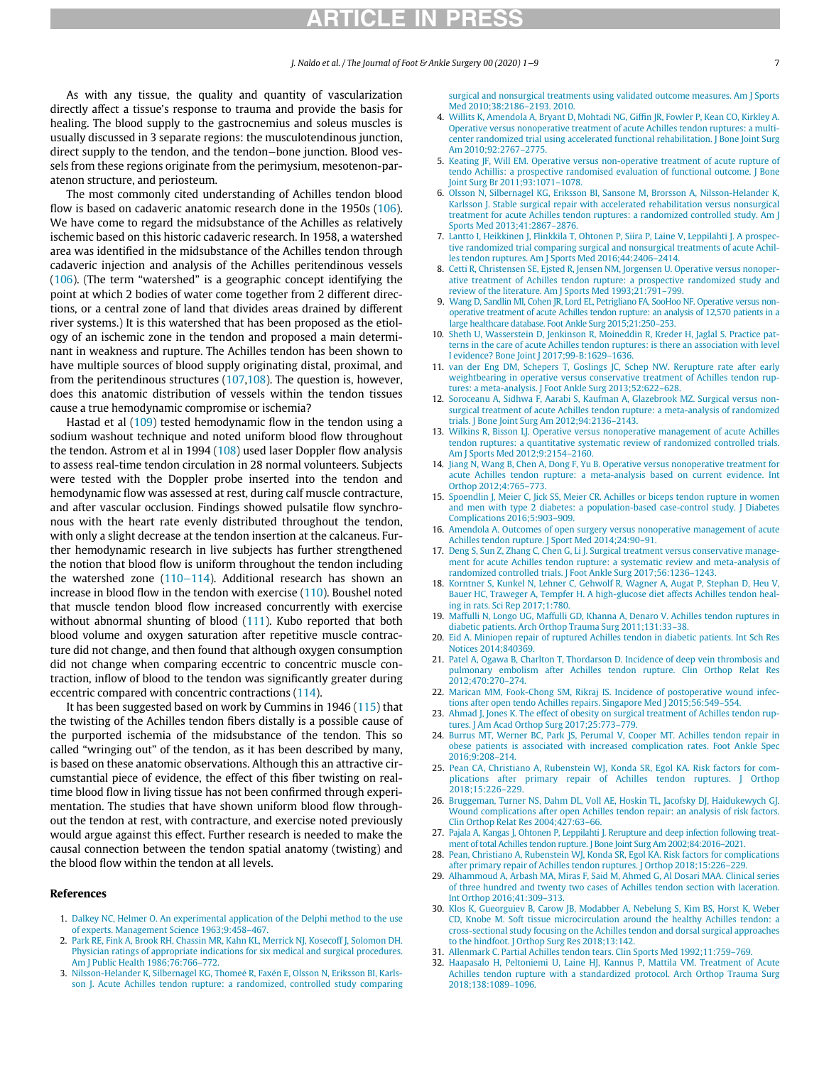As with any tissue, the quality and quantity of vascularization directly affect a tissue's response to trauma and provide the basis for healing. The blood supply to the gastrocnemius and soleus muscles is usually discussed in 3 separate regions: the musculotendinous junction, direct supply to the tendon, and the tendon–bone junction. Blood vessels from these regions originate from the perimysium, mesotenon-paratenon structure, and periosteum.

The most commonly cited understanding of Achilles tendon blood flow is based on cadaveric anatomic research done in the 1950s (106). We have come to regard the midsubstance of the Achilles as relatively ischemic based on this historic cadaveric research. In 1958, a watershed area was identified in the midsubstance of the Achilles tendon through cadaveric injection and analysis of the Achilles peritendinous vessels (106). (The term "watershed" is a geographic concept identifying the point at which 2 bodies of water come together from 2 different directions, or a central zone of land that divides areas drained by different river systems.) It is this watershed that has been proposed as the etiology of an ischemic zone in the tendon and proposed a main determinant in weakness and rupture. The Achilles tendon has been shown to have multiple sources of blood supply originating distal, proximal, and from the peritendinous structures (107,108). The question is, however, does this anatomic distribution of vessels within the tendon tissues cause a true hemodynamic compromise or ischemia?

Hastad et al (109) tested hemodynamic flow in the tendon using a sodium washout technique and noted uniform blood flow throughout the tendon. Astrom et al in 1994 (108) used laser Doppler flow analysis to assess real-time tendon circulation in 28 normal volunteers. Subjects were tested with the Doppler probe inserted into the tendon and hemodynamic flow was assessed at rest, during calf muscle contracture, and after vascular occlusion. Findings showed pulsatile flow synchronous with the heart rate evenly distributed throughout the tendon, with only a slight decrease at the tendon insertion at the calcaneus. Further hemodynamic research in live subjects has further strengthened the notion that blood flow is uniform throughout the tendon including the watershed zone (110–114). Additional research has shown an increase in blood flow in the tendon with exercise (110). Boushel noted that muscle tendon blood flow increased concurrently with exercise without abnormal shunting of blood (111). Kubo reported that both blood volume and oxygen saturation after repetitive muscle contracture did not change, and then found that although oxygen consumption did not change when comparing eccentric to concentric muscle contraction, inflow of blood to the tendon was significantly greater during eccentric compared with concentric contractions (114).

It has been suggested based on work by Cummins in 1946 (115) that the twisting of the Achilles tendon fibers distally is a possible cause of the purported ischemia of the midsubstance of the tendon. This so called "wringing out" of the tendon, as it has been described by many, is based on these anatomic observations. Although this an attractive circumstantial piece of evidence, the effect of this fiber twisting on real-time blood flow in living tissue has not been confirmed through experimentation. The studies that have shown uniform blood flow throughout the tendon at rest, with contracture, and exercise noted previously would argue against this effect. Further research is needed to make the causal connection between the tendon spatial anatomy (twisting) and the blood flow within the tendon at all levels.

## References

1. Dalkey NC, Helmer O. An experimental application of the Delphi method to the use of experts. Management Science 1963;9:458–467.
2. Park RE, Fink A, Brook RH, Chassin MR, Kahn KL, Merrick NJ, Kosecoff J, Solomon DH. Physician ratings of appropriate indications for six medical and surgical procedures. Am J Public Health 1986;76:766–772.
3. Nilsson-Helander K, Silbernagel KG, Thomeé R, Faxén E, Olsson N, Eriksson BI, Karlsson J. Acute Achilles tendon rupture: a randomized, controlled study comparing surgical and nonsurgical treatments using validated outcome measures. Am J Sports Med 2010;38:2186–2193. 2010.
4. Willits K, Amendola A, Bryant D, Mohtadi NG, Giffin JR, Fowler P, Kean CO, Kirkley A. Operative versus nonoperative treatment of acute Achilles tendon ruptures: a multicenter randomized trial using accelerated functional rehabilitation. J Bone Joint Surg Am 2010;92:2767–2775.
5. Keating JF, Will EM. Operative versus non-operative treatment of acute rupture of tendo Achillis: a prospective randomised evaluation of functional outcome. J Bone Joint Surg Br 2011;93:1071–1078.
6. Olsson N, Silbernagel KG, Eriksson BI, Sansone M, Brorsson A, Nilsson-Helander K, Karlsson J. Stable surgical repair with accelerated rehabilitation versus nonsurgical treatment for acute Achilles tendon ruptures: a randomized controlled study. Am J Sports Med 2013;41:2867–2876.
7. Lantto I, Heikkinen J, Flinkkila T, Ohtonen P, Siira P, Laine V, Leppilahti J. A prospective randomized trial comparing surgical and nonsurgical treatments of acute Achilles tendon ruptures. Am J Sports Med 2016;44:2406–2414.
8. Cetti R, Christensen SE, Ejsted R, Jensen NM, Jorgensen U. Operative versus nonoperative treatment of Achilles tendon rupture: a prospective randomized study and review of the literature. Am J Sports Med 1993;21:791–799.
9. Wang D, Sandlin MI, Cohen JR, Lord EL, Petrigliano FA, SooHoo NF. Operative versus nonoperative treatment of acute Achilles tendon rupture: an analysis of 12,570 patients in a large healthcare database. Foot Ankle Surg 2015;21:250–253.
10. Sheth U, Wasserstein D, Jenkinson R, Moineddin R, Kreder H, Jaglal S. Practice patterns in the care of acute Achilles tendon ruptures: is there an association with level I evidence? Bone Joint J 2017;99-B:1629–1636.
11. van der Eng DM, Schepers T, Goslings JC, Schep NW. Rerupture rate after early weightbearing in operative versus conservative treatment of Achilles tendon ruptures: a meta-analysis. J Foot Ankle Surg 2013;52:622–628.
12. Soroceanu A, Sidhwa F, Aarabi S, Kaufman A, Glazebrook MZ. Surgical versus nonsurgical treatment of acute Achilles tendon rupture: a meta-analysis of randomized trials. J Bone Joint Surg Am 2012;94:2136–2143.
13. Wilkins R, Bisson LJ. Operative versus nonoperative management of acute Achilles tendon ruptures: a quantitative systematic review of randomized controlled trials. Am J Sports Med 2012;9:2154–2160.
14. Jiang N, Wang B, Chen A, Dong F, Yu B. Operative versus nonoperative treatment for acute Achilles tendon rupture: a meta-analysis based on current evidence. Int Orthop 2012;4:765–773.
15. Spoendlin J, Meier C, Jick SS, Meier CR. Achilles or biceps tendon rupture in women and men with type 2 diabetes: a population-based case-control study. J Diabetes Complications 2016;5:903–909.
16. Amendola A. Outcomes of open surgery versus nonoperative management of acute Achilles tendon rupture. J Sport Med 2014;24:90–91.
17. Deng S, Sun Z, Zhang C, Chen G, Li J. Surgical treatment versus conservative management for acute Achilles tendon rupture: a systematic review and meta-analysis of randomized controlled trials. J Foot Ankle Surg 2017;56:1236–1243.
18. Korntner S, Kunkel N, Lehner C, Gehwolf R, Wagner A, Augat P, Stephan D, Heu V, Bauer HC, Traweger A, Tempfer H. A high-glucose diet affects Achilles tendon healing in rats. Sci Rep 2017;1:780.
19. Maffulli N, Longo UG, Maffulli GD, Khanna A, Denaro V. Achilles tendon ruptures in diabetic patients. Arch Orthop Trauma Surg 2011;131:33–38.
20. Eid A. Miniopen repair of ruptured Achilles tendon in diabetic patients. Int Sch Res Notices 2014;840369.
21. Patel A, Ogawa B, Charlton T, Thordarson D. Incidence of deep vein thrombosis and pulmonary embolism after Achilles tendon rupture. Clin Orthop Relat Res 2012;470:270–274.
22. Marican MM, Fook-Chong SM, Rikraj IS. Incidence of postoperative wound infections after open tendo Achilles repairs. Singapore Med J 2015;56:549–554.
23. Ahmad J, Jones K. The effect of obesity on surgical treatment of Achilles tendon ruptures. J Am Acad Orthop Surg 2017;25:773–779.
24. Burrus MT, Werner BC, Park JS, Perumal V, Cooper MT. Achilles tendon repair in obese patients is associated with increased complication rates. Foot Ankle Spec 2016;9:208–214.
25. Pean CA, Christiano A, Rubenstein WJ, Konda SR, Egol KA. Risk factors for complications after primary repair of Achilles tendon ruptures. J Orthop 2018;15:226–229.
26. Bruggeman, Turner NS, Dahm DL, Voll AE, Hoskin TL, Jacofsky DJ, Haidukewych GJ. Wound complications after open Achilles tendon repair: an analysis of risk factors. Clin Orthop Relat Res 2004;427:63–66.
27. Pajala A, Kangas J, Ohtonen P, Leppilahti J. Rerupture and deep infection following treatment of total Achilles tendon rupture. J Bone Joint Surg Am 2002;84:2016–2021.
28. Pean, Christiano A, Rubenstein WJ, Konda SR, Egol KA. Risk factors for complications after primary repair of Achilles tendon ruptures. J Orthop 2018;15:226–229.
29. Alhammoud A, Arbash MA, Miras F, Said M, Ahmed G, Al Dosari MAA. Clinical series of three hundred and twenty two cases of Achilles tendon section with laceration. Int Orthop 2016;41:309–313.
30. Klos K, Gueorguiev B, Carow JB, Modabber A, Nebelung S, Kim BS, Horst K, Weber CD, Knobe M. Soft tissue microcirculation around the healthy Achilles tendon: a cross-sectional study focusing on the Achilles tendon and dorsal surgical approaches to the hindfoot. J Orthop Surg Res 2018;13:142.
31. Allenmark C. Partial Achilles tendon tears. Clin Sports Med 1992;11:759–769.
32. Haapasalo H, Peltoniemi U, Laine HJ, Kannus P, Mattila VM. Treatment of Acute Achilles tendon rupture with a standardized protocol. Arch Orthop Trauma Surg 2018;138:1089–1096.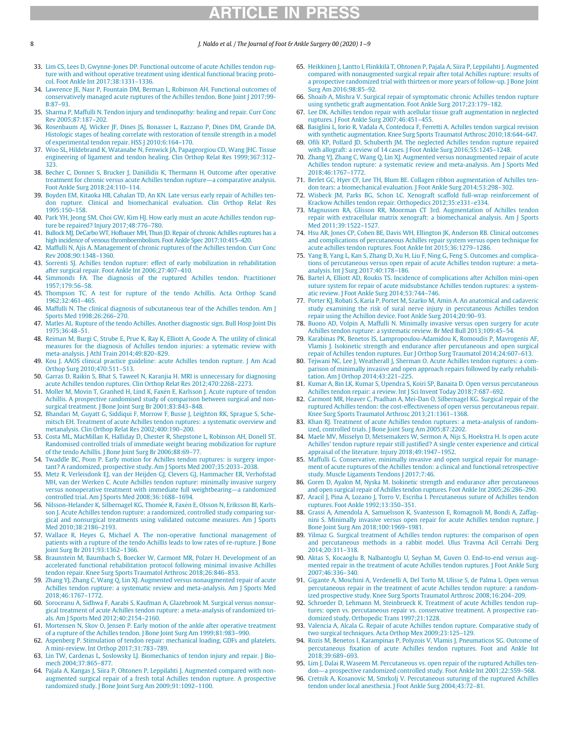33. Lim CS, Lees D, Gwynne-Jones DP. Functional outcome of acute Achilles tendon rupture with and without operative treatment using identical functional bracing protocol. Foot Ankle Int 2017;38:1331–1336.
34. Lawrence JE, Nasr P, Fountain DM, Berman L, Robinson AH. Functional outcomes of conservatively managed acute ruptures of the Achilles tendon. Bone Joint J 2017;99-B:87–93.
35. Sharma P, Maffulli N. Tendon injury and tendinopathy: healing and repair. Curr Conc Rev 2005;87:187–202.
36. Rosenbaum AJ, Wicker JF, Dines JS, Bonasser L, Razzano P, Dines DM, Grande DA. Histologic stages of healing correlate with restoration of tensile strength in a model of experimental tendon repair. HSS J 2010;6:164–170.
37. Woo SL, Hildebrand K, Watanabe N, Fenwick JA, Papageorgiou CD, Wang JHC. Tissue engineering of ligament and tendon healing. Clin Orthop Relat Res 1999;367:312–323.
38. Becher C, Donner S, Brucker J, Daniilidis K, Thermann H. Outcome after operative treatment for chronic versus acute Achilles tendon rupture—a comparative analysis. Foot Ankle Surg 2018;24:110–114.
39. Boyden EM, Kitaoka HB, Cahalan TD, An KN. Late versus early repair of Achilles tendon rupture. Clinical and biomechanical evaluation. Clin Orthop Relat Res 1995:150–158.
40. Park YH, Jeong SM, Choi GW, Kim HJ. How early must an acute Achilles tendon rupture be repaired? Injury 2017;48:776–780.
41. Bullock MJ, DeCarbo WT, Hofbauer MH, Thun JD. Repair of chronic Achilles ruptures has a high incidence of venous thromboembolism. Foot Ankle Spec 2017;10:415–420.
42. Maffulli N, Ajis A. Management of chronic ruptures of the Achilles tendon. Curr Conc Rev 2008;90:1348–1360.
43. Sorrenti SJ. Achilles tendon rupture: effect of early mobilization in rehabilitation after surgical repair. Foot Ankle Int 2006;27:407–410.
44. Simmonds FA. The diagnosis of the ruptured Achilles tendon. Practitioner 1957;179:56–58.
45. Thompson TC. A test for rupture of the tendo Achillis. Acta Orthop Scand 1962;32:461–465.
46. Maffulli N. The clinical diagnosis of subcutaneous tear of the Achilles tendon. Am J Sports Med 1998;26:266–270.
47. Matles AL. Rupture of the tendo Achilles. Another diagnostic sign. Bull Hosp Joint Dis 1975;36:48–51.
48. Reiman M, Burgi C, Strube E, Prue K, Ray K, Elliott A, Goode A. The utility of clinical measures for the diagnosis of Achilles tendon injuries: a sytematic review with meta-analysis. J Athl Train 2014;49:820–829.
49. Kou J. AAOS clinical practice guideline: acute Achilles tendon rupture. J Am Acad Orthop Surg 2010;470:511–513.
50. Garras D, Raikin S, Bhat S, Taweel N, Karanjia H. MRI is unnecessary for diagnosing acute Achilles tendon ruptures. Clin Orthop Relat Res 2012;470:2268–2273.
51. Moller M, Movin T, Granhed H, Lind K, Faxén E, Karlsson J. Acute rupture of tendon Achillis. A prospective randomised study of comparison between surgical and nonsurgical treatment. J Bone Joint Surg Br 2001;83:843–848.
52. Bhandari M, Guyatt G, Siddiqui F, Morrow F, Busse J, Leighton RK, Sprague S, Schemitsch EH. Treatment of acute Achilles tendon ruptures: a systematic overview and metanalysis. Clin Orthop Relat Res 2002;400:190–200.
53. Costa ML, MacMillan K, Halliday D, Chester R, Shepstone L, Robinson AH, Donell ST. Randomised controlled trials of immediate weight bearing mobilization for rupture of the tendo Achillis. J Bone Joint Surg Br 2006;88:69–77.
54. Twaddle BC, Poon P. Early motion for Achilles tendon ruptures: is surgery important? A randomized, prospective study. Am J Sports Med 2007;35:2033–2038.
55. Metz R, Verleisdonk EJ, van der Heijden GJ, Clevers GJ, Hammacher ER, Verhofstad MH, van der Werken C. Acute Achilles tendon rupture: minimally invasive surgery versus nonoperative treatment with immediate full weightbearing—a randomized controlled trial. Am J Sports Med 2008;36:1688–1694.
56. Nilsson-Helander K, Silbernagel KG, Thomée R, Faxén E, Olsson N, Eriksson BI, Karlsson J. Acute Achilles tendon rupture: a randomized, controlled study comparing surgical and nonsurgical treatments using validated outcome measures. Am J Sports Med 2010;38:2186–2193.
57. Wallace R, Heyes G, Michael A. The non-operative functional management of patients with a rupture of the tendo Achillis leads to low rates of re-rupture. J Bone Joint Surg Br 2011;93:1362–1366.
58. Braunstein M, Baumbach S, Boecker W, Carmont MR, Polzer H. Development of an accelerated functional rehabilitation protocol following minimal invasive Achilles tendon repair. Knee Surg Sports Traumatol Arthrosc 2018;26:846–853.
59. Zhang YJ, Zhang C, Wang Q, Lin XJ. Augmented versus nonaugmented repair of acute Achilles tendon rupture: a systematic review and meta-analysis. Am J Sports Med 2018;46:1767–1772.
60. Soroceanu A, Sidhwa F, Aarabi S, Kaufman A, Glazebrook M. Surgical versus nonsurgical treatment of acute Achilles tendon rupture: a meta-analysis of randomized trials. Am J Sports Med 2012;40:2154–2160.
61. Mortensen N, Skov O, Jensen P. Early motion of the ankle after operative treatment of a rupture of the Achilles tendon. J Bone Joint Surg Am 1999;81:983–990.
62. Aspenberg P. Stimulation of tendon repair: mechanical loading, GDFs and platelets. A mini-review. Int Orthop 2017;31:783–789.
63. Lin TW, Cardenas L, Soslowsky LJ. Biomechanics of tendon injury and repair. J Biomech 2004;37:865–877.
64. Pajala A, Kangas J, Siira P, Ohtonen P, Leppilahti J. Augmented compared with nonaugmented surgical repair of a fresh total Achilles tendon rupture. A prospective randomized study. J Bone Joint Surg Am 2009;91:1092–1100.
65. Heikkinen J, Lantto I, Flinkkilä T, Ohtonen P, Pajala A, Siira P, Leppilahti J. Augmented compared with nonaugmented surgical repair after total Achilles rupture: results of a prospective randomized trial with thirteen or more years of follow-up. J Bone Joint Surg Am 2016;98:85–92.
66. Shoaib A, Mishra V. Surgical repair of symptomatic chronic Achilles tendon rupture using synthetic graft augmentation. Foot Ankle Surg 2017;23:179–182.
67. Lee DK. Achilles tendon repair with acellular tissue graft augmentation in neglected ruptures. J Foot Ankle Surg 2007;46:451–455.
68. Basiglini L, Iorio R, Vadala A, Conteduca F, Ferretti A. Achilles tendon surgical revision with synthetic augmentation. Knee Surg Sports Traumatol Arthrosc 2010;18:644–647.
69. Ofili KP, Pollard JD, Schuberth JM. The neglected Achilles tendon rupture repaired with allograft: a review of 14 cases. J Foot Ankle Surg 2016;55:1245–1248.
70. Zhang YJ, Zhang C, Wang Q, Lin XJ. Augmented versus nonaugmented repair of acute Achilles tendon rupture: a systematic review and meta-analysis. Am J Sports Med 2018;46:1767–1772.
71. Berlet GC, Hyer CF, Lee TH, Blum BE. Collagen ribbon augmentation of Achilles tendon tears: a biomechanical evaluation. J Foot Ankle Surg 2014;53:298–302.
72. Wisbeck JM, Parks BG, Schon LC. Xenograft scaffold full-wrap reinforcement of Krackow Achilles tendon repair. Orthopedics 2012;35:e331–e334.
73. Magnussen RA, Glisson RR, Moorman CT 3rd. Augmentation of Achilles tendon repair with extracellular matrix xenograft: a biomechanical analysis. Am J Sports Med 2011;39:1522–1527.
74. Hsu AR, Jones CP, Cohen BE, Davis WH, Ellington JK, Anderson RB. Clinical outcomes and complications of percutaneous Achilles repair system versus open technique for acute achilles tendon ruptures. Foot Ankle Int 2015;36:1279–1286.
75. Yang B, Yang L, Kan S, Zhang D, Xu H, Liu F, Ning G, Feng S. Outcomes and complications of percutaneous versus open repair of acute Achilles tendon rupture: a meta-analysis. Int J Surg 2017;40:178–186.
76. Bartel A, Elliott AD, Roukis TS. Incidence of complications after Achillon mini-open suture system for repair of acute midsubstance Achilles tendon ruptures: a systematic review. J Foot Ankle Surg 2014;53:744–746.
77. Porter KJ, Robati S, Karia P, Portet M, Szarko M, Amin A. An anatomical and cadaveric study examining the risk of sural nerve injury in percutaneous Achilles tendon repair using the Achillon device. Foot Ankle Surg 2014;20:90–93.
78. Buono AD, Volpin A, Maffulli N. Minimally invasive versus open surgery for acute Achilles tendon rupture: a systematic review. Br Med Bull 2013;109:45–54.
79. Karabinas PK, Benetos IS, Lampropoulou-Adamidou K, Romoudis P, Mavrogenis AF, Vlamis J. Isokinetic strength and endurance after percutaneous and open surgical repair of Achilles tendon ruptures. Eur J Orthop Surg Traumatol 2014;24:607–613.
80. Tejwani NC, Lee J, Weatherall J, Sherman O. Acute Achilles tendon ruptures: a comparison of minimally invasive and open approach repairs followed by early rehabilitation. Am J Orthop 2014;43:221–225.
81. Kumar A, Bin LK, Kumar S, Upendra S, Koiri SP, Banaita D. Open versus percutaneous Achilles tendon repair: a review. Int J Sci Invent Today 2018;7:687–692.
82. Carmont MR, Heaver C, Pradhan A, Mei-Dan O, Silbernagel KG. Surgical repair of the ruptured Achilles tendon: the cost-effectiveness of open versus percutaneous repair. Knee Surg Sports Traumatol Arthrosc 2013;21:1361–1368.
83. Khan RJ. Treatment of acute Achilles tendon ruptures: a meta-analysis of randomized, controlled trials. J Bone Joint Surg Am 2005;87:2202.
84. Maele MV, Misselyn D, Metsemakers W, Sermon A, Nijs S, Hoekstra H. Is open acute Achilles' tendon rupture repair still justified? A single center experience and cirtical appraisal of the literature. Injury 2018;49:1947–1952.
85. Maffulli G. Conservative, minimally invasive and open surgical repair for management of acute ruptures of the Achilles tendon: a clinical and functional retrospective study. Muscle Ligaments Tendons J 2017;7:46.
86. Goren D, Ayalon M, Nyska M. Isokinetic strength and endurance after percutaneous and open surgical repair of Achilles tendon ruptures. Foot Ankle Int 2005;26:286–290.
87. Aracil J, Pina A, Lozano J, Torro V, Escriba I. Percutaneous suture of Achilles tendon ruptures. Foot Ankle 1992;13:350–351.
88. Grassi A, Amendola A, Samuelsson K, Svantesson E, Romagnoli M, Bondi A, Zaffagnini S. Minimally invasive versus open repair for acute Achilles tendon rupture. J Bone Joint Surg Am 2018;100:1969–1981.
89. Yilmaz G. Surgical treatment of Achilles tendon ruptures: the comparison of open and percutaneous methods in a rabbit model. Ulus Travma Acil Cerrahi Derg 2014;20:311–318.
90. Aktas S, Kocaoglu B, Nalbantoglu U, Seyhan M, Guven O. End-to-end versus augmented repair in the treatment of acute Achilles tendon ruptures. J Foot Ankle Surg 2007;46:336–340.
91. Gigante A, Moschini A, Verdenelli A, Del Torto M, Ulisse S, de Palma L. Open versus percutaneous repair in the treatment of acute Achilles tendon rupture: a randomized prospective study. Knee Surg Sports Traumatol Arthrosc 2008;16:204–209.
92. Schroeder D, Lehmann M, Steinbrueck K. Treatment of acute Achilles tendon ruptures: open vs. percutaneous repair vs. conservative treatment. A prospective randomized study. Orthopedic Trans 1997;21:1228.
93. Valencia A, Alcala G. Repair of acute Achilles tendon rupture. Comparative study of two surgical techniques. Acta Orthop Mex 2009;23:125–129.
94. Rozis M, Benetos I, Karampinas P, Polyzois V, Vlamis J, Pneumaticos SG. Outcome of percutaneous fixation of acute Achilles tendon ruptures. Foot and Ankle Int 2018;39:689–693.
95. Lim J, Dalai R, Waseem M. Percutaneous vs. open repair of the ruptured Achilles tendon—a prospective randomized controlled study. Foot Ankle Int 2001;22:559–568.
96. Cretnik A, Kosanovic M, Smrkolj V. Percutaneous suturing of the ruptured Achilles tendon under local anesthesia. J Foot Ankle Surg 2004;43:72–81.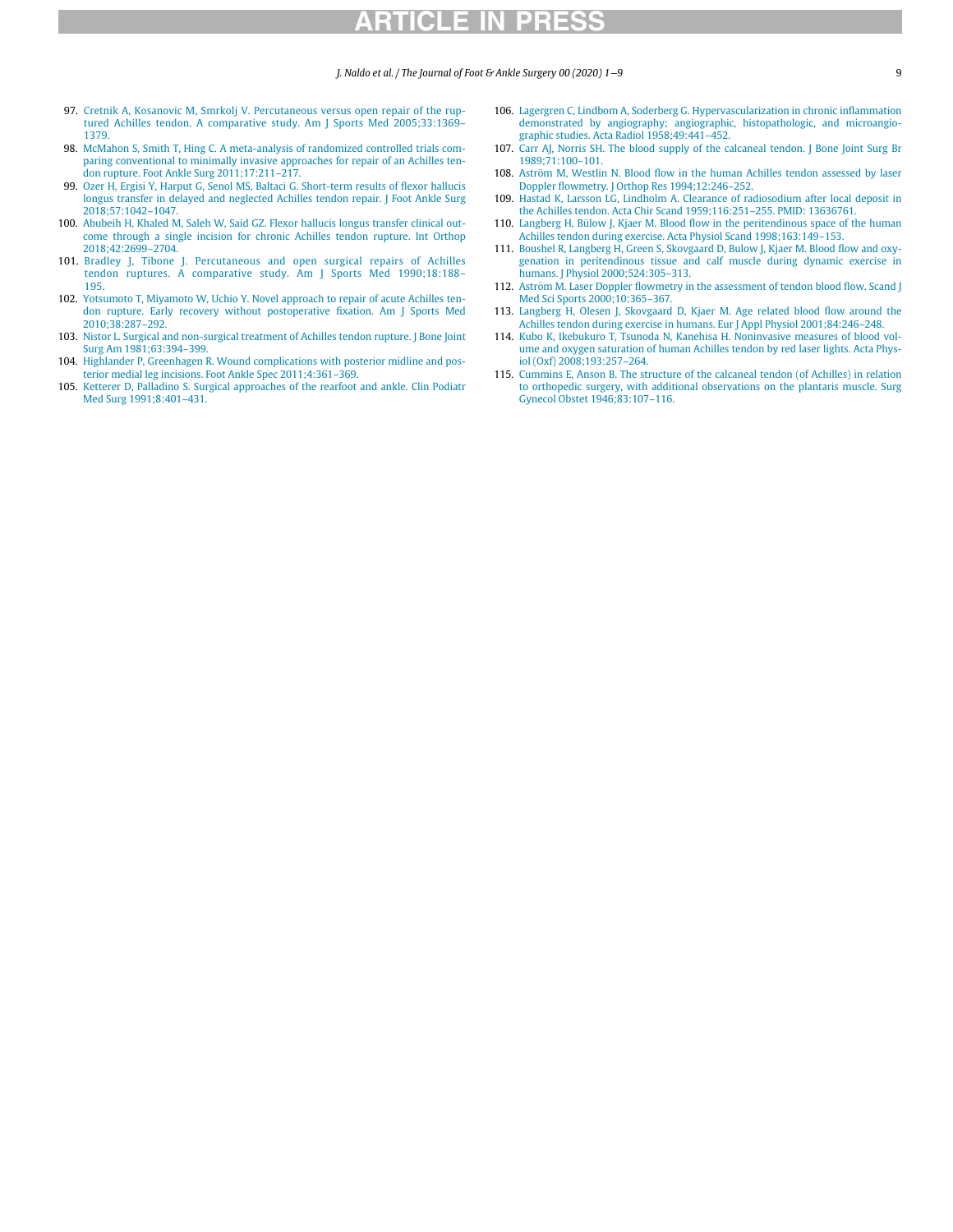97. Cretnik A, Kosanovic M, Smrkolj V. Percutaneous versus open repair of the ruptured Achilles tendon. A comparative study. Am J Sports Med 2005;33:1369–1379.
98. McMahon S, Smith T, Hing C. A meta-analysis of randomized controlled trials comparing conventional to minimally invasive approaches for repair of an Achilles tendon rupture. Foot Ankle Surg 2011;17:211–217.
99. Ozer H, Ergisi Y, Harput G, Senol MS, Baltaci G. Short-term results of flexor hallucis longus transfer in delayed and neglected Achilles tendon repair. J Foot Ankle Surg 2018;57:1042–1047.
100. Abubeih H, Khaled M, Saleh W, Said GZ. Flexor hallucis longus transfer clinical outcome through a single incision for chronic Achilles tendon rupture. Int Orthop 2018;42:2699–2704.
101. Bradley J, Tibone J. Percutaneous and open surgical repairs of Achilles tendon ruptures. A comparative study. Am J Sports Med 1990;18:188–195.
102. Yotsumoto T, Miyamoto W, Uchio Y. Novel approach to repair of acute Achilles tendon rupture. Early recovery without postoperative fixation. Am J Sports Med 2010;38:287–292.
103. Nistor L. Surgical and non-surgical treatment of Achilles tendon rupture. J Bone Joint Surg Am 1981;63:394–399.
104. Highlander P, Greenhagen R. Wound complications with posterior midline and posterior medial leg incisions. Foot Ankle Spec 2011;4:361–369.
105. Ketterer D, Palladino S. Surgical approaches of the rearfoot and ankle. Clin Podiatr Med Surg 1991;8:401–431.
106. Lagergren C, Lindbom A, Soderberg G. Hypervascularization in chronic inflammation demonstrated by angiography; angiographic, histopathologic, and microangiographic studies. Acta Radiol 1958;49:441–452.
107. Carr AJ, Norris SH. The blood supply of the calcaneal tendon. J Bone Joint Surg Br 1989;71:100–101.
108. Aström M, Westlin N. Blood flow in the human Achilles tendon assessed by laser Doppler flowmetry. J Orthop Res 1994;12:246–252.
109. Hastad K, Larsson LG, Lindholm A. Clearance of radiosodium after local deposit in the Achilles tendon. Acta Chir Scand 1959;116:251–255. PMID: 13636761.
110. Langberg H, Bülow J, Kjaer M. Blood flow in the peritendinous space of the human Achilles tendon during exercise. Acta Physiol Scand 1998;163:149–153.
111. Boushel R, Langberg H, Green S, Skovgaard D, Bulow J, Kjaer M. Blood flow and oxygenation in peritendinous tissue and calf muscle during dynamic exercise in humans. J Physiol 2000;524:305–313.
112. Aström M. Laser Doppler flowmetry in the assessment of tendon blood flow. Scand J Med Sci Sports 2000;10:365–367.
113. Langberg H, Olesen J, Skovgaard D, Kjaer M. Age related blood flow around the Achilles tendon during exercise in humans. Eur J Appl Physiol 2001;84:246–248.
114. Kubo K, Ikebukuro T, Tsunoda N, Kanehisa H. Noninvasive measures of blood volume and oxygen saturation of human Achilles tendon by red laser lights. Acta Physiol (Oxf) 2008;193:257–264.
115. Cummins E, Anson B. The structure of the calcaneal tendon (of Achilles) in relation to orthopedic surgery, with additional observations on the plantaris muscle. Surg Gynecol Obstet 1946;83:107–116.